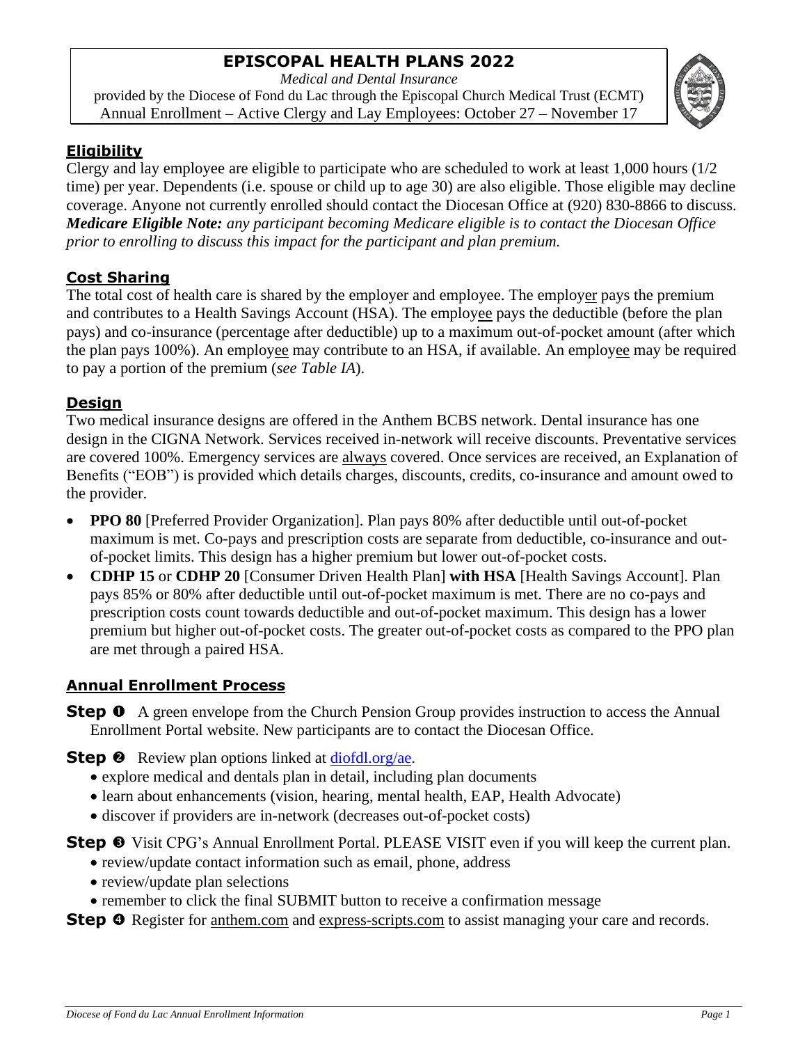# EPISCOPAL HEALTH PLANS 2022

*Medical and Dental Insurance*

provided by the Diocese of Fond du Lac through the Episcopal Church Medical Trust (ECMT)

Annual Enrollment – Active Clergy and Lay Employees: October 27 – November 17

## Eligibility

Clergy and lay employee are eligible to participate who are scheduled to work at least 1,000 hours (1/2 time) per year. Dependents (i.e. spouse or child up to age 30) are also eligible. Those eligible may decline coverage. Anyone not currently enrolled should contact the Diocesan Office at (920) 830-8866 to discuss. ***Medicare Eligible Note:*** *any participant becoming Medicare eligible is to contact the Diocesan Office prior to enrolling to discuss this impact for the participant and plan premium.*

## Cost Sharing

The total cost of health care is shared by the employer and employee. The employer pays the premium and contributes to a Health Savings Account (HSA). The employee pays the deductible (before the plan pays) and co-insurance (percentage after deductible) up to a maximum out-of-pocket amount (after which the plan pays 100%). An employee may contribute to an HSA, if available. An employee may be required to pay a portion of the premium (*see Table IA*).

## Design

Two medical insurance designs are offered in the Anthem BCBS network. Dental insurance has one design in the CIGNA Network. Services received in-network will receive discounts. Preventative services are covered 100%. Emergency services are always covered. Once services are received, an Explanation of Benefits ("EOB") is provided which details charges, discounts, credits, co-insurance and amount owed to the provider.

- **PPO 80** [Preferred Provider Organization]. Plan pays 80% after deductible until out-of-pocket maximum is met. Co-pays and prescription costs are separate from deductible, co-insurance and out-of-pocket limits. This design has a higher premium but lower out-of-pocket costs.
- **CDHP 15** or **CDHP 20** [Consumer Driven Health Plan] **with HSA** [Health Savings Account]. Plan pays 85% or 80% after deductible until out-of-pocket maximum is met. There are no co-pays and prescription costs count towards deductible and out-of-pocket maximum. This design has a lower premium but higher out-of-pocket costs. The greater out-of-pocket costs as compared to the PPO plan are met through a paired HSA.

## Annual Enrollment Process

**Step ❶** A green envelope from the Church Pension Group provides instruction to access the Annual Enrollment Portal website. New participants are to contact the Diocesan Office.

**Step ❷** Review plan options linked at diofdl.org/ae.

- explore medical and dentals plan in detail, including plan documents
- learn about enhancements (vision, hearing, mental health, EAP, Health Advocate)
- discover if providers are in-network (decreases out-of-pocket costs)

**Step ❸** Visit CPG's Annual Enrollment Portal. PLEASE VISIT even if you will keep the current plan.

- review/update contact information such as email, phone, address
- review/update plan selections
- remember to click the final SUBMIT button to receive a confirmation message

**Step ❹** Register for anthem.com and express-scripts.com to assist managing your care and records.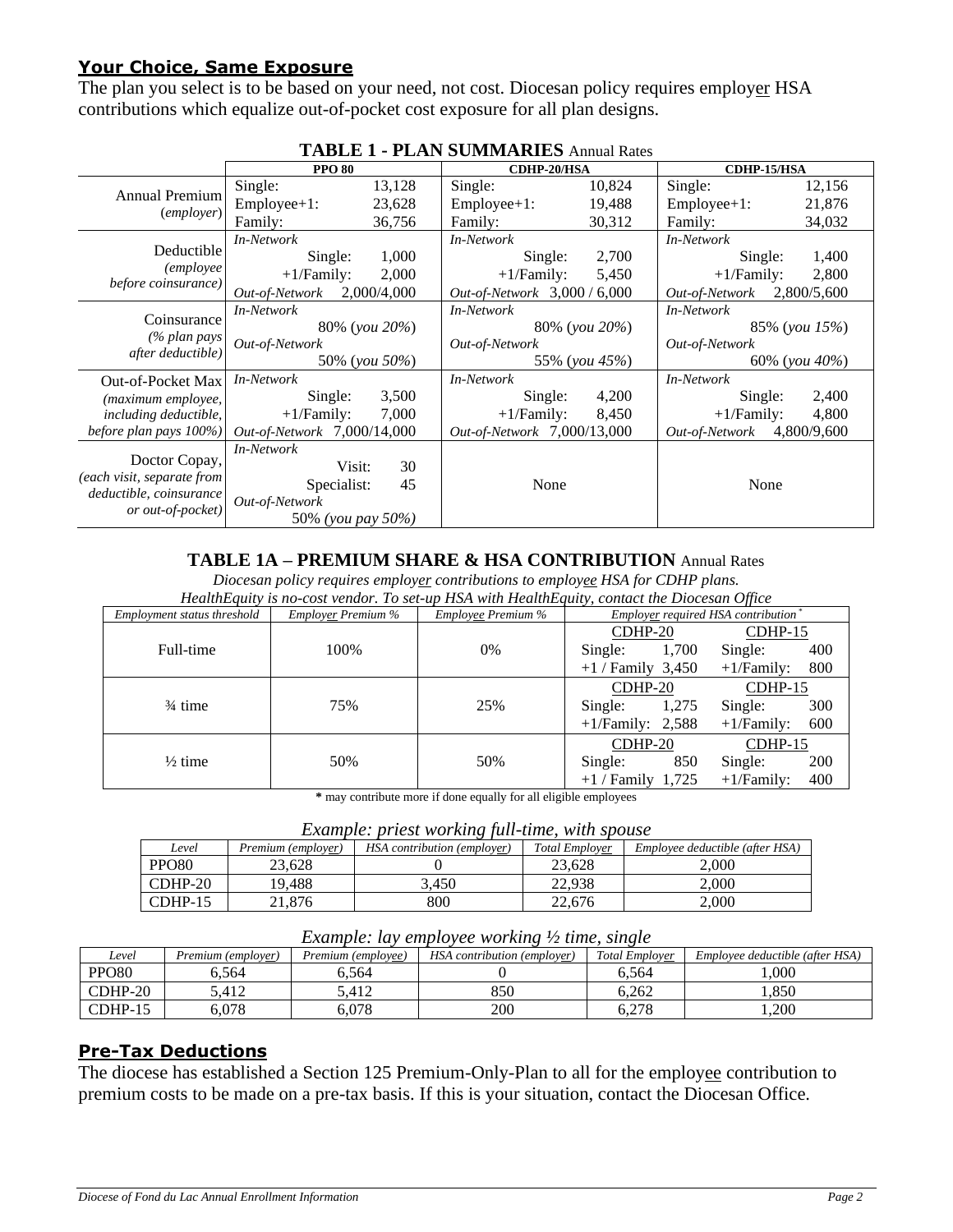## **Your Choice, Same Exposure**

The plan you select is to be based on your need, not cost. Diocesan policy requires employer HSA contributions which equalize out-of-pocket cost exposure for all plan designs.

**TABLE 1 - PLAN SUMMARIES** Annual Rates

| | PPO 80 | CDHP-20/HSA | CDHP-15/HSA |
|---|---|---|---|
| Annual Premium (*employer*) | Single: 13,128<br>Employee+1: 23,628<br>Family: 36,756 | Single: 10,824<br>Employee+1: 19,488<br>Family: 30,312 | Single: 12,156<br>Employee+1: 21,876<br>Family: 34,032 |
| Deductible (*employee before coinsurance*) | *In-Network*<br>Single: 1,000<br>+1/Family: 2,000<br>*Out-of-Network* 2,000/4,000 | *In-Network*<br>Single: 2,700<br>+1/Family: 5,450<br>*Out-of-Network* 3,000 / 6,000 | *In-Network*<br>Single: 1,400<br>+1/Family: 2,800<br>*Out-of-Network* 2,800/5,600 |
| Coinsurance (*% plan pays after deductible*) | *In-Network*<br>80% (*you 20%*)<br>*Out-of-Network*<br>50% (*you 50%*) | *In-Network*<br>80% (*you 20%*)<br>*Out-of-Network*<br>55% (*you 45%*) | *In-Network*<br>85% (*you 15%*)<br>*Out-of-Network*<br>60% (*you 40%*) |
| Out-of-Pocket Max (*maximum employee, including deductible, before plan pays 100%*) | *In-Network*<br>Single: 3,500<br>+1/Family: 7,000<br>*Out-of-Network* 7,000/14,000 | *In-Network*<br>Single: 4,200<br>+1/Family: 8,450<br>*Out-of-Network* 7,000/13,000 | *In-Network*<br>Single: 2,400<br>+1/Family: 4,800<br>*Out-of-Network* 4,800/9,600 |
| Doctor Copay, (*each visit, separate from deductible, coinsurance or out-of-pocket*) | *In-Network*<br>Visit: 30<br>Specialist: 45<br>*Out-of-Network*<br>50% (*you pay 50%*) | None | None |

**TABLE 1A – PREMIUM SHARE & HSA CONTRIBUTION** Annual Rates

*Diocesan policy requires employer contributions to employee HSA for CDHP plans.*
*HealthEquity is no-cost vendor. To set-up HSA with HealthEquity, contact the Diocesan Office*

| *Employment status threshold* | *Employer Premium %* | *Employee Premium %* | *Employer required HSA contribution* * | |
|---|---|---|---|---|
| | | | CDHP-20 | CDHP-15 |
| Full-time | 100% | 0% | Single: 1,700<br>+1 / Family 3,450 | Single: 400<br>+1/Family: 800 |
| ¾ time | 75% | 25% | Single: 1,275<br>+1/Family: 2,588 | Single: 300<br>+1/Family: 600 |
| ½ time | 50% | 50% | Single: 850<br>+1 / Family 1,725 | Single: 200<br>+1/Family: 400 |

**\*** may contribute more if done equally for all eligible employees

*Example: priest working full-time, with spouse*

| *Level* | *Premium (employer)* | *HSA contribution (employer)* | *Total Employer* | *Employee deductible (after HSA)* |
|---|---|---|---|---|
| PPO80 | 23,628 | 0 | 23,628 | 2,000 |
| CDHP-20 | 19,488 | 3,450 | 22,938 | 2,000 |
| CDHP-15 | 21,876 | 800 | 22,676 | 2,000 |

*Example: lay employee working ½ time, single*

| *Level* | *Premium (employer)* | *Premium (employee)* | *HSA contribution (employer)* | *Total Employer* | *Employee deductible (after HSA)* |
|---|---|---|---|---|---|
| PPO80 | 6,564 | 6,564 | 0 | 6,564 | 1,000 |
| CDHP-20 | 5,412 | 5,412 | 850 | 6,262 | 1,850 |
| CDHP-15 | 6,078 | 6,078 | 200 | 6,278 | 1,200 |

## **Pre-Tax Deductions**

The diocese has established a Section 125 Premium-Only-Plan to all for the employee contribution to premium costs to be made on a pre-tax basis. If this is your situation, contact the Diocesan Office.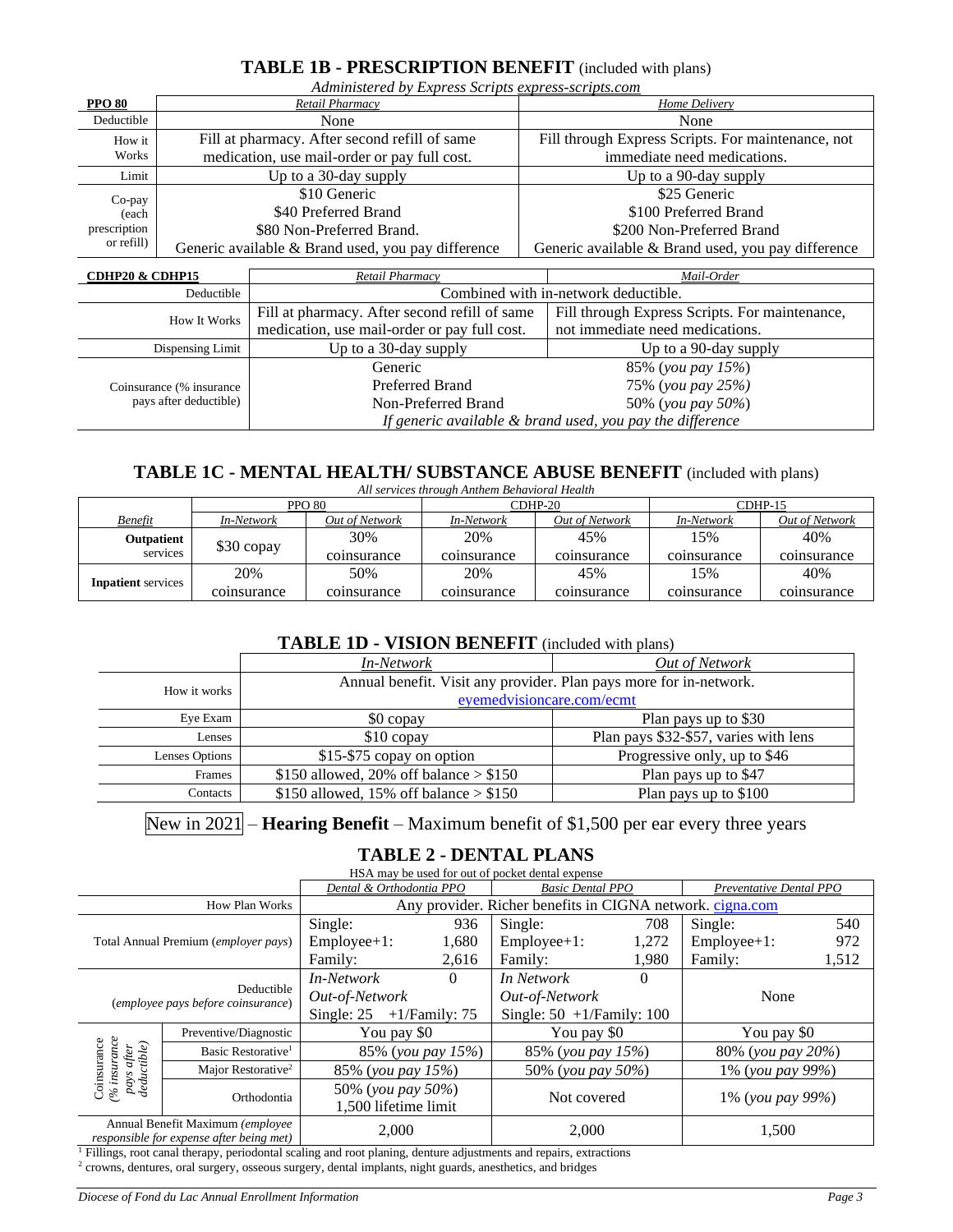## TABLE 1B - PRESCRIPTION BENEFIT (included with plans)

*Administered by Express Scripts express-scripts.com*

| PPO 80 | Retail Pharmacy | Home Delivery |
|---|---|---|
| Deductible | None | None |
| How it Works | Fill at pharmacy. After second refill of same medication, use mail-order or pay full cost. | Fill through Express Scripts. For maintenance, not immediate need medications. |
| Limit | Up to a 30-day supply | Up to a 90-day supply |
| Co-pay (each prescription or refill) | $10 Generic<br>$40 Preferred Brand<br>$80 Non-Preferred Brand.<br>Generic available & Brand used, you pay difference | $25 Generic<br>$100 Preferred Brand<br>$200 Non-Preferred Brand<br>Generic available & Brand used, you pay difference |

| CDHP20 & CDHP15 | Retail Pharmacy | Mail-Order |
|---|---|---|
| Deductible | Combined with in-network deductible. | |
| How It Works | Fill at pharmacy. After second refill of same medication, use mail-order or pay full cost. | Fill through Express Scripts. For maintenance, not immediate need medications. |
| Dispensing Limit | Up to a 30-day supply | Up to a 90-day supply |
| Coinsurance (% insurance pays after deductible) | Generic | 85% (*you pay 15%*) |
| | Preferred Brand | 75% (*you pay 25%*) |
| | Non-Preferred Brand | 50% (*you pay 50%*) |
| | *If generic available & brand used, you pay the difference* | |

## TABLE 1C - MENTAL HEALTH/ SUBSTANCE ABUSE BENEFIT (included with plans)

*All services through Anthem Behavioral Health*

| | PPO 80 | | CDHP-20 | | CDHP-15 | |
|---|---|---|---|---|---|---|
| Benefit | In-Network | Out of Network | In-Network | Out of Network | In-Network | Out of Network |
| **Outpatient** services | $30 copay | 30% coinsurance | 20% coinsurance | 45% coinsurance | 15% coinsurance | 40% coinsurance |
| **Inpatient** services | 20% coinsurance | 50% coinsurance | 20% coinsurance | 45% coinsurance | 15% coinsurance | 40% coinsurance |

## TABLE 1D - VISION BENEFIT (included with plans)

| | In-Network | Out of Network |
|---|---|---|
| How it works | Annual benefit. Visit any provider. Plan pays more for in-network. eyemedvisioncare.com/ecmt | |
| Eye Exam | $0 copay | Plan pays up to $30 |
| Lenses | $10 copay | Plan pays $32-$57, varies with lens |
| Lenses Options | $15-$75 copay on option | Progressive only, up to $46 |
| Frames | $150 allowed, 20% off balance > $150 | Plan pays up to $47 |
| Contacts | $150 allowed, 15% off balance > $150 | Plan pays up to $100 |

New in 2021 – **Hearing Benefit** – Maximum benefit of $1,500 per ear every three years

## TABLE 2 - DENTAL PLANS

HSA may be used for out of pocket dental expense

| | | Dental & Orthodontia PPO | Basic Dental PPO | Preventative Dental PPO |
|---|---|---|---|---|
| How Plan Works | | Any provider. Richer benefits in CIGNA network. cigna.com | | |
| Total Annual Premium (*employer pays*) | | Single: 936<br>Employee+1: 1,680<br>Family: 2,616 | Single: 708<br>Employee+1: 1,272<br>Family: 1,980 | Single: 540<br>Employee+1: 972<br>Family: 1,512 |
| Deductible (*employee pays before coinsurance*) | | *In-Network* 0<br>*Out-of-Network*<br>Single: 25 +1/Family: 75 | *In Network* 0<br>*Out-of-Network*<br>Single: 50 +1/Family: 100 | None |
| Coinsurance (*% insurance pays after deductible*) | Preventive/Diagnostic | You pay $0 | You pay $0 | You pay $0 |
| | Basic Restorative[1] | 85% (*you pay 15%*) | 85% (*you pay 15%*) | 80% (*you pay 20%*) |
| | Major Restorative[2] | 85% (*you pay 15%*) | 50% (*you pay 50%*) | 1% (*you pay 99%*) |
| | Orthodontia | 50% (*you pay 50%*)<br>1,500 lifetime limit | Not covered | 1% (*you pay 99%*) |
| Annual Benefit Maximum (*employee responsible for expense after being met*) | | 2,000 | 2,000 | 1,500 |

[1] Fillings, root canal therapy, periodontal scaling and root planing, denture adjustments and repairs, extractions

[2] crowns, dentures, oral surgery, osseous surgery, dental implants, night guards, anesthetics, and bridges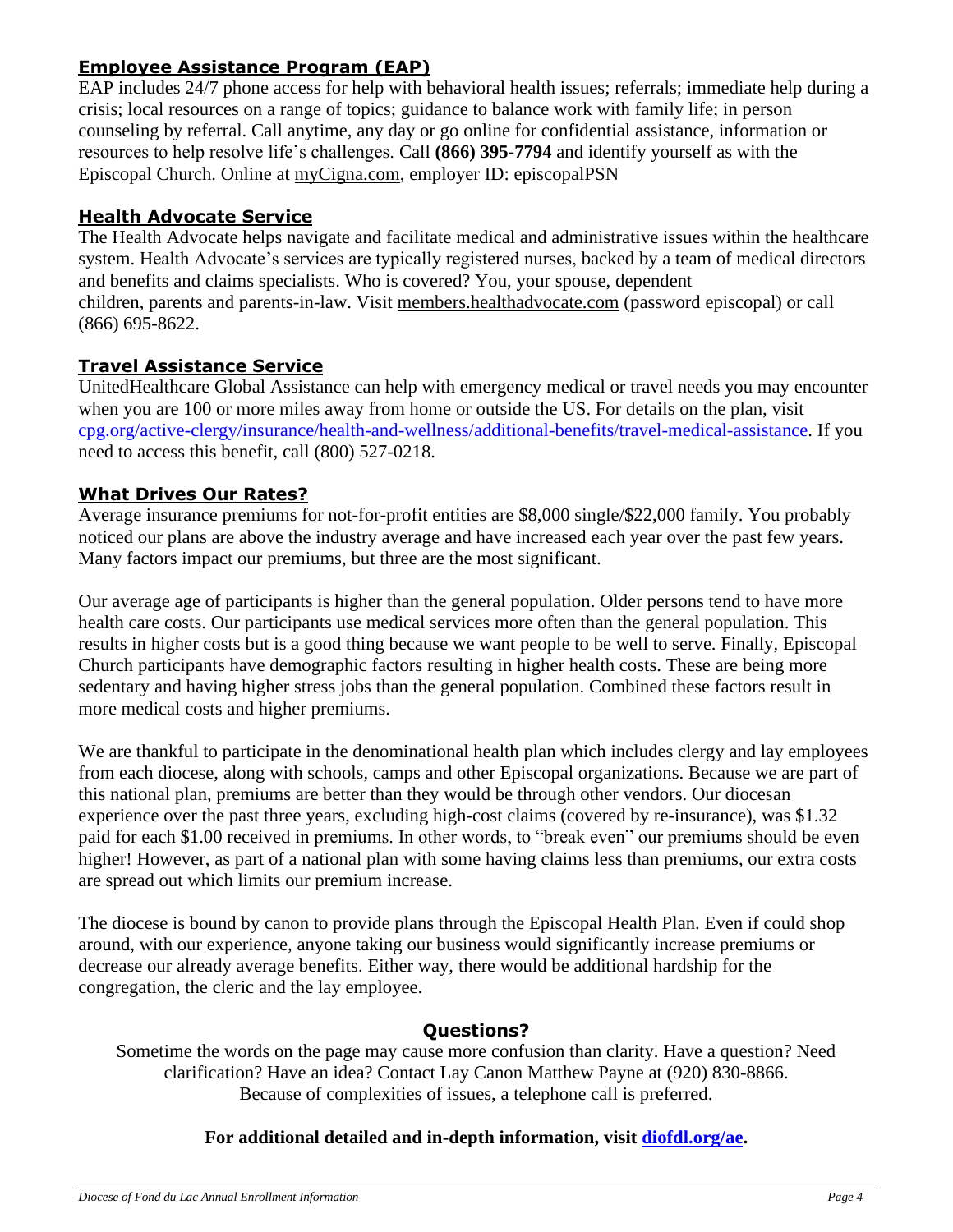## Employee Assistance Program (EAP)

EAP includes 24/7 phone access for help with behavioral health issues; referrals; immediate help during a crisis; local resources on a range of topics; guidance to balance work with family life; in person counseling by referral. Call anytime, any day or go online for confidential assistance, information or resources to help resolve life's challenges. Call **(866) 395-7794** and identify yourself as with the Episcopal Church. Online at myCigna.com, employer ID: episcopalPSN

## Health Advocate Service

The Health Advocate helps navigate and facilitate medical and administrative issues within the healthcare system. Health Advocate's services are typically registered nurses, backed by a team of medical directors and benefits and claims specialists. Who is covered? You, your spouse, dependent children, parents and parents-in-law. Visit members.healthadvocate.com (password episcopal) or call (866) 695-8622.

## Travel Assistance Service

UnitedHealthcare Global Assistance can help with emergency medical or travel needs you may encounter when you are 100 or more miles away from home or outside the US. For details on the plan, visit cpg.org/active-clergy/insurance/health-and-wellness/additional-benefits/travel-medical-assistance. If you need to access this benefit, call (800) 527-0218.

## What Drives Our Rates?

Average insurance premiums for not-for-profit entities are $8,000 single/$22,000 family. You probably noticed our plans are above the industry average and have increased each year over the past few years. Many factors impact our premiums, but three are the most significant.

Our average age of participants is higher than the general population. Older persons tend to have more health care costs. Our participants use medical services more often than the general population. This results in higher costs but is a good thing because we want people to be well to serve. Finally, Episcopal Church participants have demographic factors resulting in higher health costs. These are being more sedentary and having higher stress jobs than the general population. Combined these factors result in more medical costs and higher premiums.

We are thankful to participate in the denominational health plan which includes clergy and lay employees from each diocese, along with schools, camps and other Episcopal organizations. Because we are part of this national plan, premiums are better than they would be through other vendors. Our diocesan experience over the past three years, excluding high-cost claims (covered by re-insurance), was $1.32 paid for each $1.00 received in premiums. In other words, to "break even" our premiums should be even higher! However, as part of a national plan with some having claims less than premiums, our extra costs are spread out which limits our premium increase.

The diocese is bound by canon to provide plans through the Episcopal Health Plan. Even if could shop around, with our experience, anyone taking our business would significantly increase premiums or decrease our already average benefits. Either way, there would be additional hardship for the congregation, the cleric and the lay employee.

## Questions?

Sometime the words on the page may cause more confusion than clarity. Have a question? Need clarification? Have an idea? Contact Lay Canon Matthew Payne at (920) 830-8866. Because of complexities of issues, a telephone call is preferred.

**For additional detailed and in-depth information, visit diofdl.org/ae.**